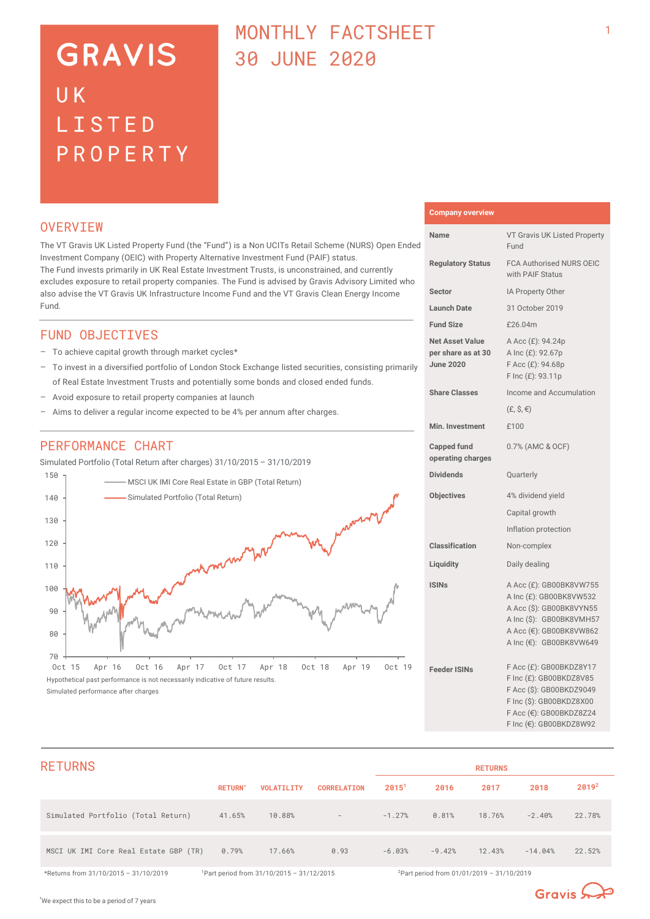# GRAVIS

UK LISTED PROPERTY

# MONTHLY FACTSHEET 30 JUNE 2020

## OVERVIEW

The VT Gravis UK Listed Property Fund (the "Fund") is a Non UCITs Retail Scheme (NURS) Open Ended Investment Company (OEIC) with Property Alternative Investment Fund (PAIF) status.
The Fund invests primarily in UK Real Estate Investment Trusts, is unconstrained, and currently excludes exposure to retail property companies. The Fund is advised by Gravis Advisory Limited who also advise the VT Gravis UK Infrastructure Income Fund and the VT Gravis Clean Energy Income Fund.

## FUND OBJECTIVES

- To achieve capital growth through market cycles*
- To invest in a diversified portfolio of London Stock Exchange listed securities, consisting primarily of Real Estate Investment Trusts and potentially some bonds and closed ended funds.
- Avoid exposure to retail property companies at launch
- Aims to deliver a regular income expected to be 4% per annum after charges.

## PERFORMANCE CHART

Simulated Portfolio (Total Return after charges) 31/10/2015 – 31/10/2019

MSCI UK IMI Core Real Estate in GBP (Total Return)
Simulated Portfolio (Total Return)

150
140
130
120
110
100
90
80
70

Oct 15 Apr 16 Oct 16 Apr 17 Oct 17 Apr 18 Oct 18 Apr 19 Oct 19

Hypothetical past performance is not necessarily indicative of future results.
Simulated performance after charges

| Company overview | |
|---|---|
| Name | VT Gravis UK Listed Property Fund |
| Regulatory Status | FCA Authorised NURS OEIC with PAIF Status |
| Sector | IA Property Other |
| Launch Date | 31 October 2019 |
| Fund Size | £26.04m |
| Net Asset Value per share as at 30 June 2020 | A Acc (£): 94.24p<br>A Inc (£): 92.67p<br>F Acc (£): 94.68p<br>F Inc (£): 93.11p |
| Share Classes | Income and Accumulation (£, $, €) |
| Min. Investment | £100 |
| Capped fund operating charges | 0.7% (AMC & OCF) |
| Dividends | Quarterly |
| Objectives | 4% dividend yield<br>Capital growth<br>Inflation protection |
| Classification | Non-complex |
| Liquidity | Daily dealing |
| ISINs | A Acc (£): GB00BK8VW755<br>A Inc (£): GB00BK8VW532<br>A Acc ($): GB00BK8VYN55<br>A Inc ($): GB00BK8VMH57<br>A Acc (€): GB00BK8VW862<br>A Inc (€): GB00BK8VW649 |
| Feeder ISINs | F Acc (£): GB00BKDZ8Y17<br>F Inc (£): GB00BKDZ8V85<br>F Acc ($): GB00BKDZ9049<br>F Inc ($): GB00BKDZ8X00<br>F Acc (€): GB00BKDZ8Z24<br>F Inc (€): GB00BKDZ8W92 |

## RETURNS

| | | | | RETURNS | | | | |
|---|---|---|---|---|---|---|---|---|
| | RETURN* | VOLATILITY | CORRELATION | 2015[1] | 2016 | 2017 | 2018 | 2019[2] |
| Simulated Portfolio (Total Return) | 41.65% | 10.88% | - | -1.27% | 0.81% | 18.76% | -2.40% | 22.78% |
| MSCI UK IMI Core Real Estate GBP (TR) | 0.79% | 17.66% | 0.93 | -6.03% | -9.42% | 12.43% | -14.04% | 22.52% |

*Returns from 31/10/2015 – 31/10/2019 [1]Part period from 31/10/2015 – 31/12/2015 [2]Part period from 01/01/2019 – 31/10/2019

*We expect this to be a period of 7 years

Gravis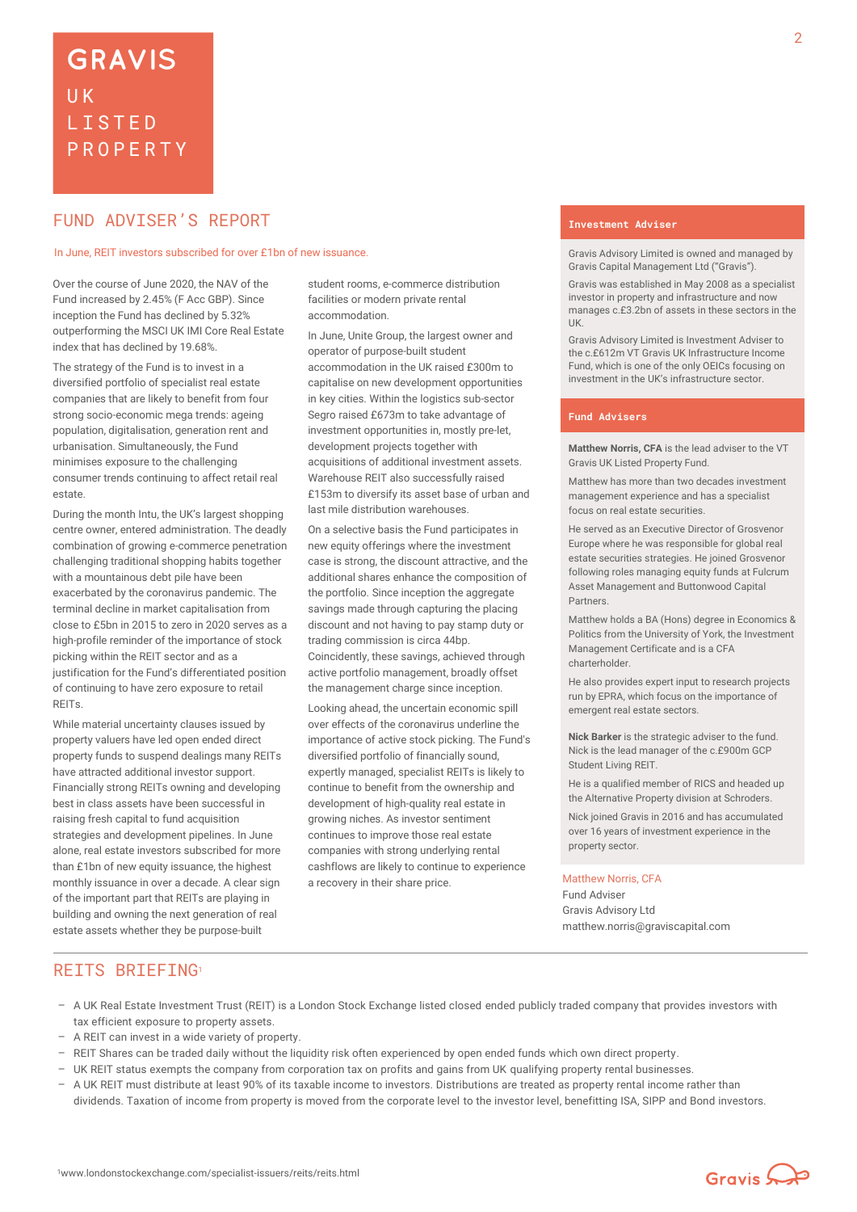# GRAVIS UK LISTED PROPERTY

## FUND ADVISER'S REPORT

In June, REIT investors subscribed for over £1bn of new issuance.

Over the course of June 2020, the NAV of the Fund increased by 2.45% (F Acc GBP). Since inception the Fund has declined by 5.32% outperforming the MSCI UK IMI Core Real Estate index that has declined by 19.68%.

The strategy of the Fund is to invest in a diversified portfolio of specialist real estate companies that are likely to benefit from four strong socio-economic mega trends: ageing population, digitalisation, generation rent and urbanisation. Simultaneously, the Fund minimises exposure to the challenging consumer trends continuing to affect retail real estate.

During the month Intu, the UK's largest shopping centre owner, entered administration. The deadly combination of growing e-commerce penetration challenging traditional shopping habits together with a mountainous debt pile have been exacerbated by the coronavirus pandemic. The terminal decline in market capitalisation from close to £5bn in 2015 to zero in 2020 serves as a high-profile reminder of the importance of stock picking within the REIT sector and as a justification for the Fund's differentiated position of continuing to have zero exposure to retail REITs.

While material uncertainty clauses issued by property valuers have led open ended direct property funds to suspend dealings many REITs have attracted additional investor support. Financially strong REITs owning and developing best in class assets have been successful in raising fresh capital to fund acquisition strategies and development pipelines. In June alone, real estate investors subscribed for more than £1bn of new equity issuance, the highest monthly issuance in over a decade. A clear sign of the important part that REITs are playing in building and owning the next generation of real estate assets whether they be purpose-built student rooms, e-commerce distribution facilities or modern private rental accommodation.

In June, Unite Group, the largest owner and operator of purpose-built student accommodation in the UK raised £300m to capitalise on new development opportunities in key cities. Within the logistics sub-sector Segro raised £673m to take advantage of investment opportunities in, mostly pre-let, development projects together with acquisitions of additional investment assets. Warehouse REIT also successfully raised £153m to diversify its asset base of urban and last mile distribution warehouses.

On a selective basis the Fund participates in new equity offerings where the investment case is strong, the discount attractive, and the additional shares enhance the composition of the portfolio. Since inception the aggregate savings made through capturing the placing discount and not having to pay stamp duty or trading commission is circa 44bp. Coincidently, these savings, achieved through active portfolio management, broadly offset the management charge since inception.

Looking ahead, the uncertain economic spill over effects of the coronavirus underline the importance of active stock picking. The Fund's diversified portfolio of financially sound, expertly managed, specialist REITs is likely to continue to benefit from the ownership and development of high-quality real estate in growing niches. As investor sentiment continues to improve those real estate companies with strong underlying rental cashflows are likely to continue to experience a recovery in their share price.

### Investment Adviser

Gravis Advisory Limited is owned and managed by Gravis Capital Management Ltd ("Gravis").

Gravis was established in May 2008 as a specialist investor in property and infrastructure and now manages c.£3.2bn of assets in these sectors in the UK.

Gravis Advisory Limited is Investment Adviser to the c.£612m VT Gravis UK Infrastructure Income Fund, which is one of the only OEICs focusing on investment in the UK's infrastructure sector.

### Fund Advisers

**Matthew Norris, CFA** is the lead adviser to the VT Gravis UK Listed Property Fund.

Matthew has more than two decades investment management experience and has a specialist focus on real estate securities.

He served as an Executive Director of Grosvenor Europe where he was responsible for global real estate securities strategies. He joined Grosvenor following roles managing equity funds at Fulcrum Asset Management and Buttonwood Capital Partners.

Matthew holds a BA (Hons) degree in Economics & Politics from the University of York, the Investment Management Certificate and is a CFA charterholder.

He also provides expert input to research projects run by EPRA, which focus on the importance of emergent real estate sectors.

**Nick Barker** is the strategic adviser to the fund. Nick is the lead manager of the c.£900m GCP Student Living REIT.

He is a qualified member of RICS and headed up the Alternative Property division at Schroders.

Nick joined Gravis in 2016 and has accumulated over 16 years of investment experience in the property sector.

Matthew Norris, CFA
Fund Adviser
Gravis Advisory Ltd
matthew.norris@graviscapital.com

## REITS BRIEFING[1]

- A UK Real Estate Investment Trust (REIT) is a London Stock Exchange listed closed ended publicly traded company that provides investors with tax efficient exposure to property assets.
- A REIT can invest in a wide variety of property.
- REIT Shares can be traded daily without the liquidity risk often experienced by open ended funds which own direct property.
- UK REIT status exempts the company from corporation tax on profits and gains from UK qualifying property rental businesses.
- A UK REIT must distribute at least 90% of its taxable income to investors. Distributions are treated as property rental income rather than dividends. Taxation of income from property is moved from the corporate level to the investor level, benefitting ISA, SIPP and Bond investors.

[1] www.londonstockexchange.com/specialist-issuers/reits/reits.html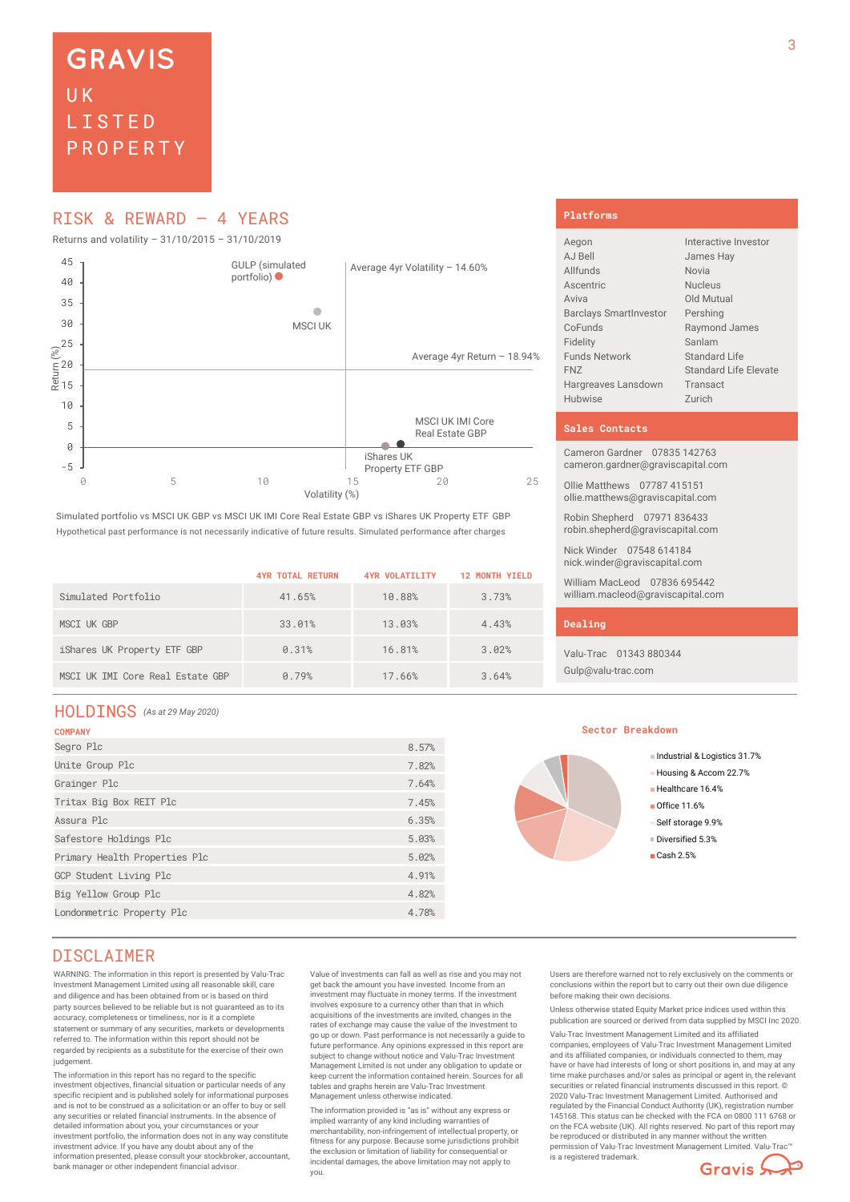# GRAVIS

UK LISTED PROPERTY

## RISK & REWARD – 4 YEARS

Returns and volatility – 31/10/2015 – 31/10/2019

GULP (simulated portfolio)

MSCI UK

Average 4yr Volatility – 14.60%

Average 4yr Return – 18.94%

MSCI UK IMI Core Real Estate GBP

iShares UK Property ETF GBP

Return (%)

45
40
35
30
25
20
15
10
5
0
-5

0 5 10 15 20 25

Volatility (%)

Simulated portfolio vs MSCI UK GBP vs MSCI UK IMI Core Real Estate GBP vs iShares UK Property ETF GBP

Hypothetical past performance is not necessarily indicative of future results. Simulated performance after charges

| | 4YR TOTAL RETURN | 4YR VOLATILITY | 12 MONTH YIELD |
|---|---|---|---|
| Simulated Portfolio | 41.65% | 10.88% | 3.73% |
| MSCI UK GBP | 33.01% | 13.03% | 4.43% |
| iShares UK Property ETF GBP | 0.31% | 16.81% | 3.02% |
| MSCI UK IMI Core Real Estate GBP | 0.79% | 17.66% | 3.64% |

## Platforms

Aegon
AJ Bell
Allfunds
Ascentric
Aviva
Barclays SmartInvestor
CoFunds
Fidelity
Funds Network
FNZ
Hargreaves Lansdown
Hubwise
Interactive Investor
James Hay
Novia
Nucleus
Old Mutual
Pershing
Raymond James
Sanlam
Standard Life
Standard Life Elevate
Transact
Zurich

## Sales Contacts

Cameron Gardner 07835 142763
cameron.gardner@graviscapital.com

Ollie Matthews 07787 415151
ollie.matthews@graviscapital.com

Robin Shepherd 07971 836433
robin.shepherd@graviscapital.com

Nick Winder 07548 614184
nick.winder@graviscapital.com

William MacLeod 07836 695442
william.macleod@graviscapital.com

## Dealing

Valu-Trac 01343 880344
Gulp@valu-trac.com

## HOLDINGS *(As at 29 May 2020)*

| COMPANY | |
|---|---|
| Segro Plc | 8.57% |
| Unite Group Plc | 7.82% |
| Grainger Plc | 7.64% |
| Tritax Big Box REIT Plc | 7.45% |
| Assura Plc | 6.35% |
| Safestore Holdings Plc | 5.03% |
| Primary Health Properties Plc | 5.02% |
| GCP Student Living Plc | 4.91% |
| Big Yellow Group Plc | 4.82% |
| Londonmetric Property Plc | 4.78% |

### Sector Breakdown

Industrial & Logistics 31.7%
Housing & Accom 22.7%
Healthcare 16.4%
Office 11.6%
Self storage 9.9%
Diversified 5.3%
Cash 2.5%

## DISCLAIMER

WARNING: The information in this report is presented by Valu-Trac Investment Management Limited using all reasonable skill, care and diligence and has been obtained from or is based on third party sources believed to be reliable but is not guaranteed as to its accuracy, completeness or timeliness, nor is it a complete statement or summary of any securities, markets or developments referred to. The information within this report should not be regarded by recipients as a substitute for the exercise of their own judgement.

The information in this report has no regard to the specific investment objectives, financial situation or particular needs of any specific recipient and is published solely for informational purposes and is not to be construed as a solicitation or an offer to buy or sell any securities or related financial instruments. In the absence of detailed information about you, your circumstances or your investment portfolio, the information does not in any way constitute investment advice. If you have any doubt about any of the information presented, please consult your stockbroker, accountant, bank manager or other independent financial advisor.

Value of investments can fall as well as rise and you may not get back the amount you have invested. Income from an investment may fluctuate in money terms. If the investment involves exposure to a currency other than that in which acquisitions of the investments are invited, changes in the rates of exchange may cause the value of the investment to go up or down. Past performance is not necessarily a guide to future performance. Any opinions expressed in this report are subject to change without notice and Valu-Trac Investment Management Limited is not under any obligation to update or keep current the information contained herein. Sources for all tables and graphs herein are Valu-Trac Investment Management unless otherwise indicated.

The information provided is "as is" without any express or implied warranty of any kind including warranties of merchantability, non-infringement of intellectual property, or fitness for any purpose. Because some jurisdictions prohibit the exclusion or limitation of liability for consequential or incidental damages, the above limitation may not apply to you.

Users are therefore warned not to rely exclusively on the comments or conclusions within the report but to carry out their own due diligence before making their own decisions.

Unless otherwise stated Equity Market price indices used within this publication are sourced or derived from data supplied by MSCI Inc 2020.

Valu-Trac Investment Management Limited and its affiliated companies, employees of Valu-Trac Investment Management Limited and its affiliated companies, or individuals connected to them, may have or have had interests of long or short positions in, and may at any time make purchases and/or sales as principal or agent in, the relevant securities or related financial instruments discussed in this report. © 2020 Valu-Trac Investment Management Limited. Authorised and regulated by the Financial Conduct Authority (UK), registration number 145168. This status can be checked with the FCA on 0800 111 6768 or on the FCA website (UK). All rights reserved. No part of this report may be reproduced or distributed in any manner without the written permission of Valu-Trac Investment Management Limited. Valu-Trac™ is a registered trademark.

Gravis